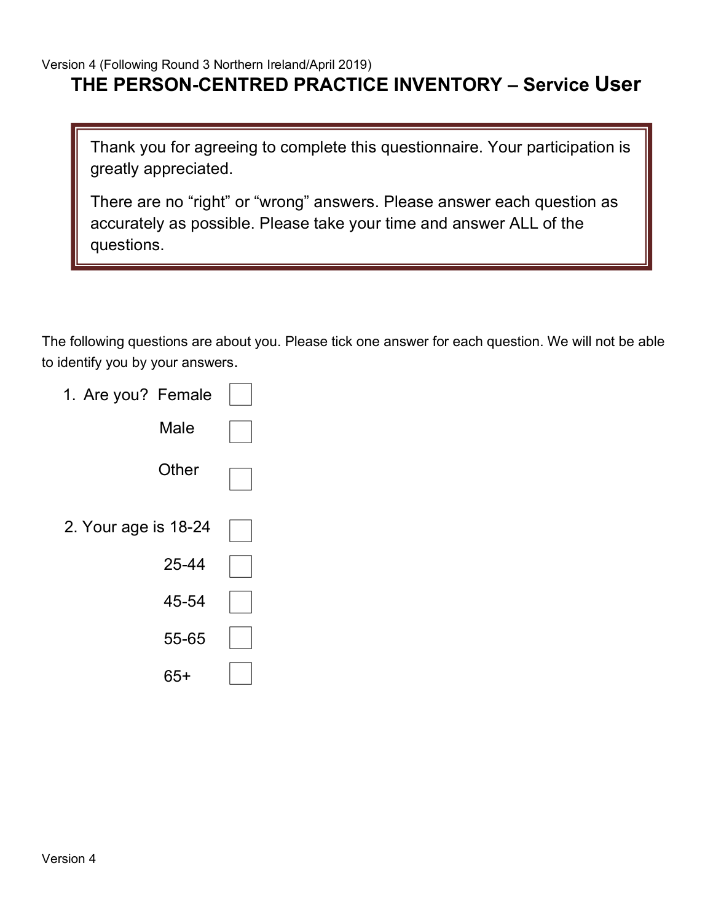Version 4 (Following Round 3 Northern Ireland/April 2019)

# THE PERSON-CENTRED PRACTICE INVENTORY – Service User

> Thank you for agreeing to complete this questionnaire. Your participation is greatly appreciated.
>
> There are no “right” or “wrong” answers. Please answer each question as accurately as possible. Please take your time and answer ALL of the questions.

The following questions are about you. Please tick one answer for each question. We will not be able to identify you by your answers.

1. Are you?
   - Female ☐
   - Male ☐
   - Other ☐

2. Your age is
   - 18-24 ☐
   - 25-44 ☐
   - 45-54 ☐
   - 55-65 ☐
   - 65+ ☐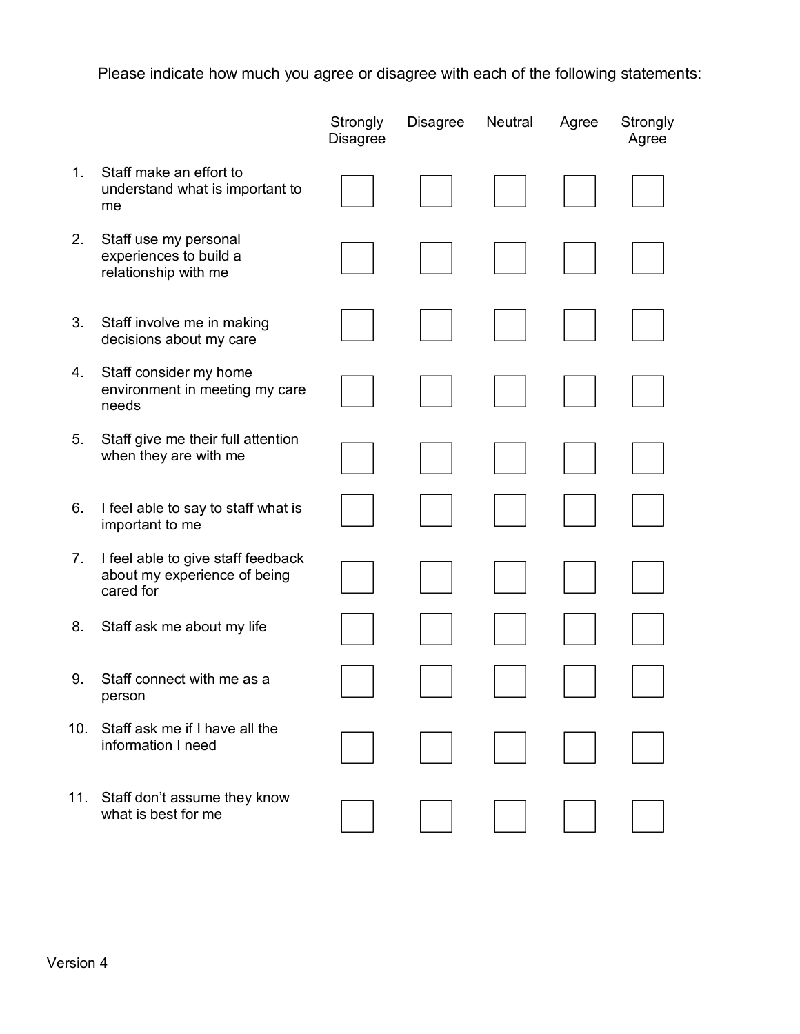Please indicate how much you agree or disagree with each of the following statements:

| | | Strongly Disagree | Disagree | Neutral | Agree | Strongly Agree |
|---|---|---|---|---|---|---|
| 1. | Staff make an effort to understand what is important to me | ☐ | ☐ | ☐ | ☐ | ☐ |
| 2. | Staff use my personal experiences to build a relationship with me | ☐ | ☐ | ☐ | ☐ | ☐ |
| 3. | Staff involve me in making decisions about my care | ☐ | ☐ | ☐ | ☐ | ☐ |
| 4. | Staff consider my home environment in meeting my care needs | ☐ | ☐ | ☐ | ☐ | ☐ |
| 5. | Staff give me their full attention when they are with me | ☐ | ☐ | ☐ | ☐ | ☐ |
| 6. | I feel able to say to staff what is important to me | ☐ | ☐ | ☐ | ☐ | ☐ |
| 7. | I feel able to give staff feedback about my experience of being cared for | ☐ | ☐ | ☐ | ☐ | ☐ |
| 8. | Staff ask me about my life | ☐ | ☐ | ☐ | ☐ | ☐ |
| 9. | Staff connect with me as a person | ☐ | ☐ | ☐ | ☐ | ☐ |
| 10. | Staff ask me if I have all the information I need | ☐ | ☐ | ☐ | ☐ | ☐ |
| 11. | Staff don't assume they know what is best for me | ☐ | ☐ | ☐ | ☐ | ☐ |

Version 4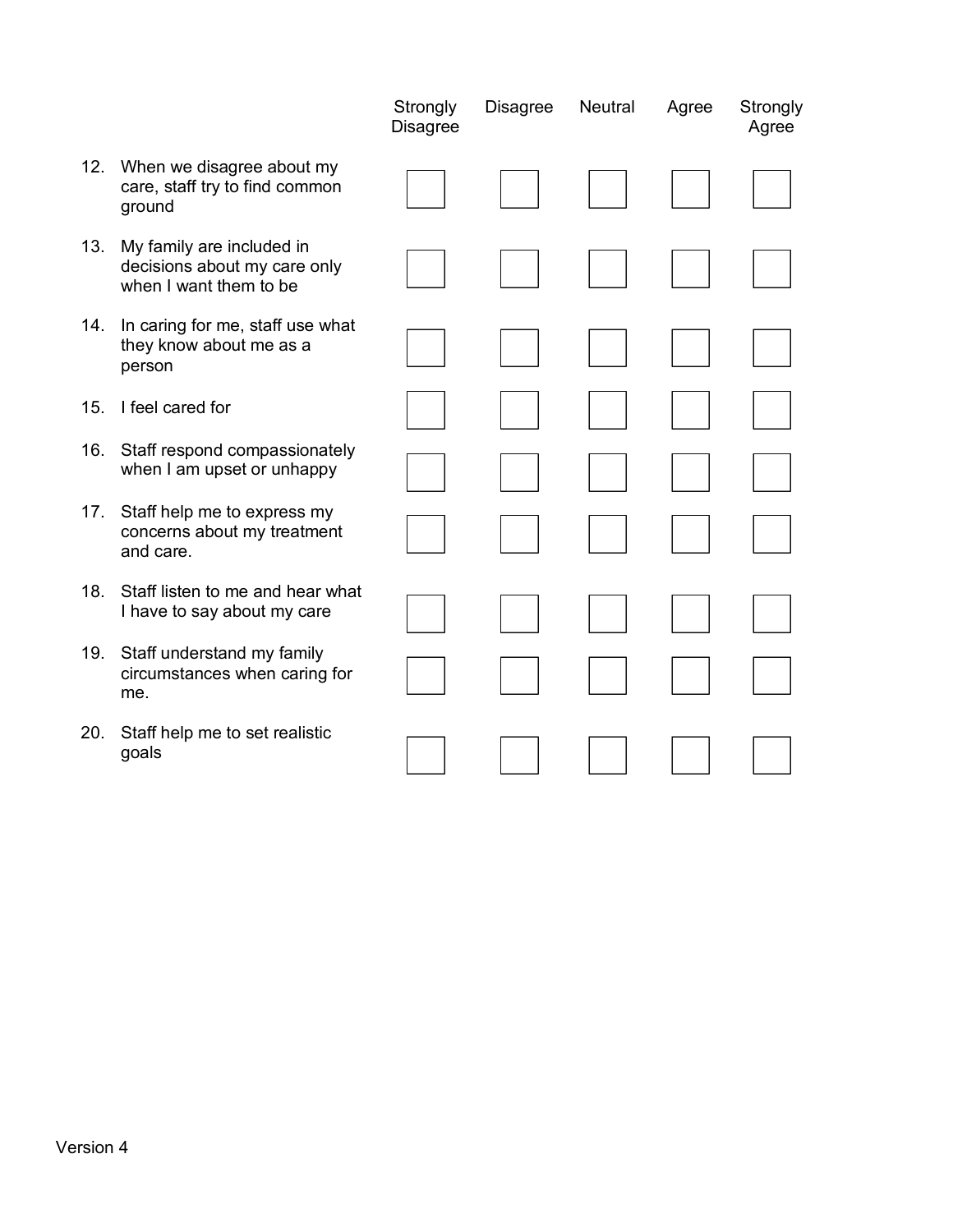| | Strongly Disagree | Disagree | Neutral | Agree | Strongly Agree |
|---|---|---|---|---|---|
| 12. When we disagree about my care, staff try to find common ground | ☐ | ☐ | ☐ | ☐ | ☐ |
| 13. My family are included in decisions about my care only when I want them to be | ☐ | ☐ | ☐ | ☐ | ☐ |
| 14. In caring for me, staff use what they know about me as a person | ☐ | ☐ | ☐ | ☐ | ☐ |
| 15. I feel cared for | ☐ | ☐ | ☐ | ☐ | ☐ |
| 16. Staff respond compassionately when I am upset or unhappy | ☐ | ☐ | ☐ | ☐ | ☐ |
| 17. Staff help me to express my concerns about my treatment and care. | ☐ | ☐ | ☐ | ☐ | ☐ |
| 18. Staff listen to me and hear what I have to say about my care | ☐ | ☐ | ☐ | ☐ | ☐ |
| 19. Staff understand my family circumstances when caring for me. | ☐ | ☐ | ☐ | ☐ | ☐ |
| 20. Staff help me to set realistic goals | ☐ | ☐ | ☐ | ☐ | ☐ |

Version 4